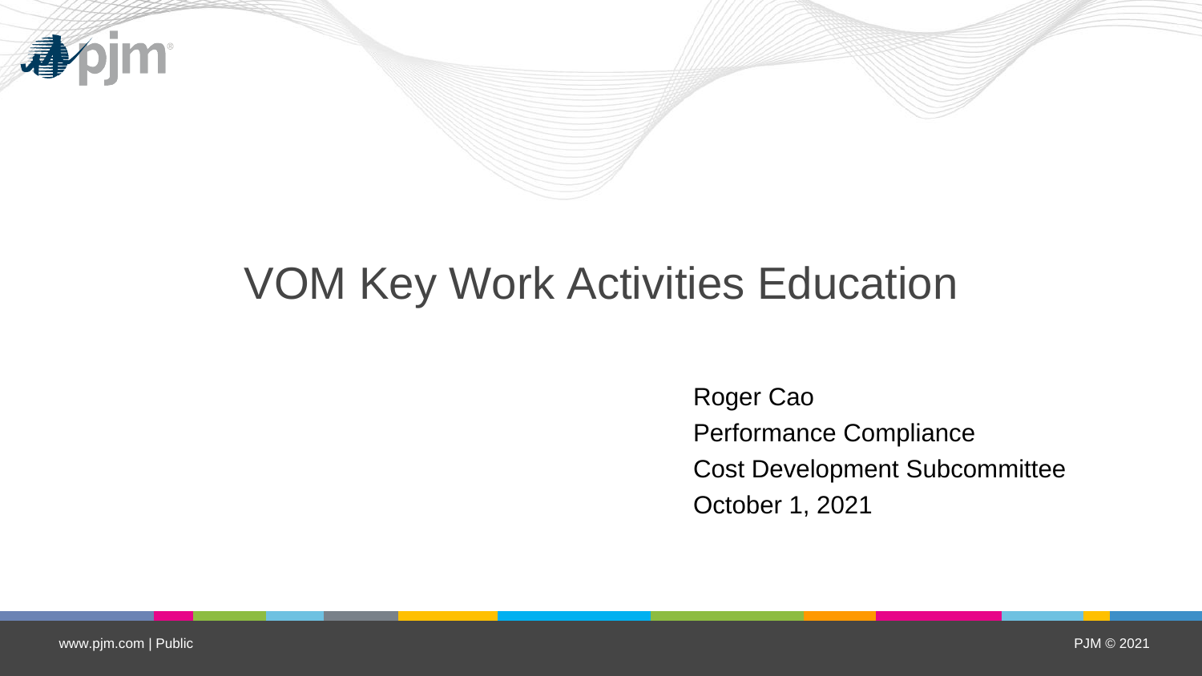# VOM Key Work Activities Education

Roger Cao
Performance Compliance
Cost Development Subcommittee
October 1, 2021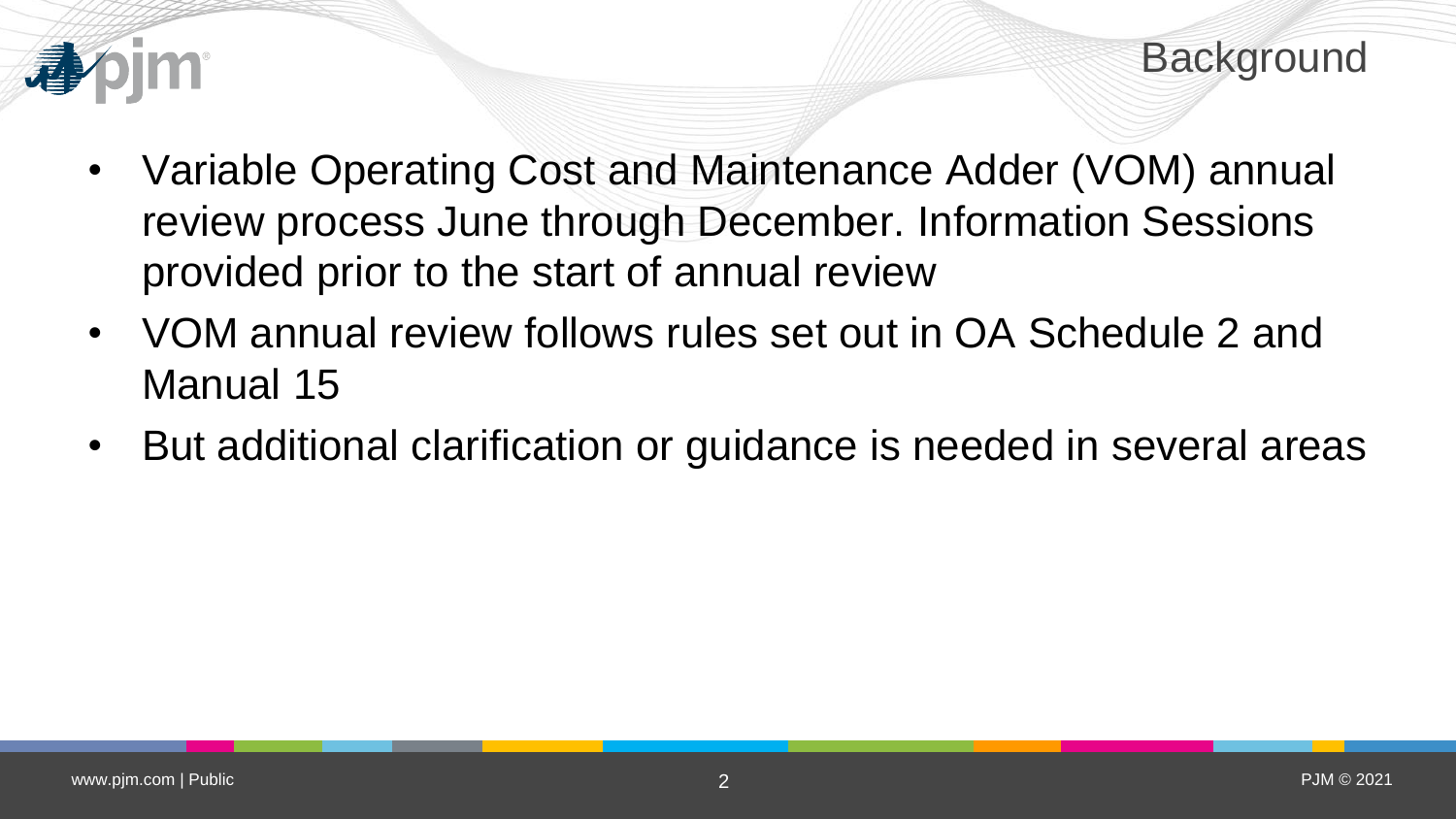## Background

- Variable Operating Cost and Maintenance Adder (VOM) annual review process June through December. Information Sessions provided prior to the start of annual review
- VOM annual review follows rules set out in OA Schedule 2 and Manual 15
- But additional clarification or guidance is needed in several areas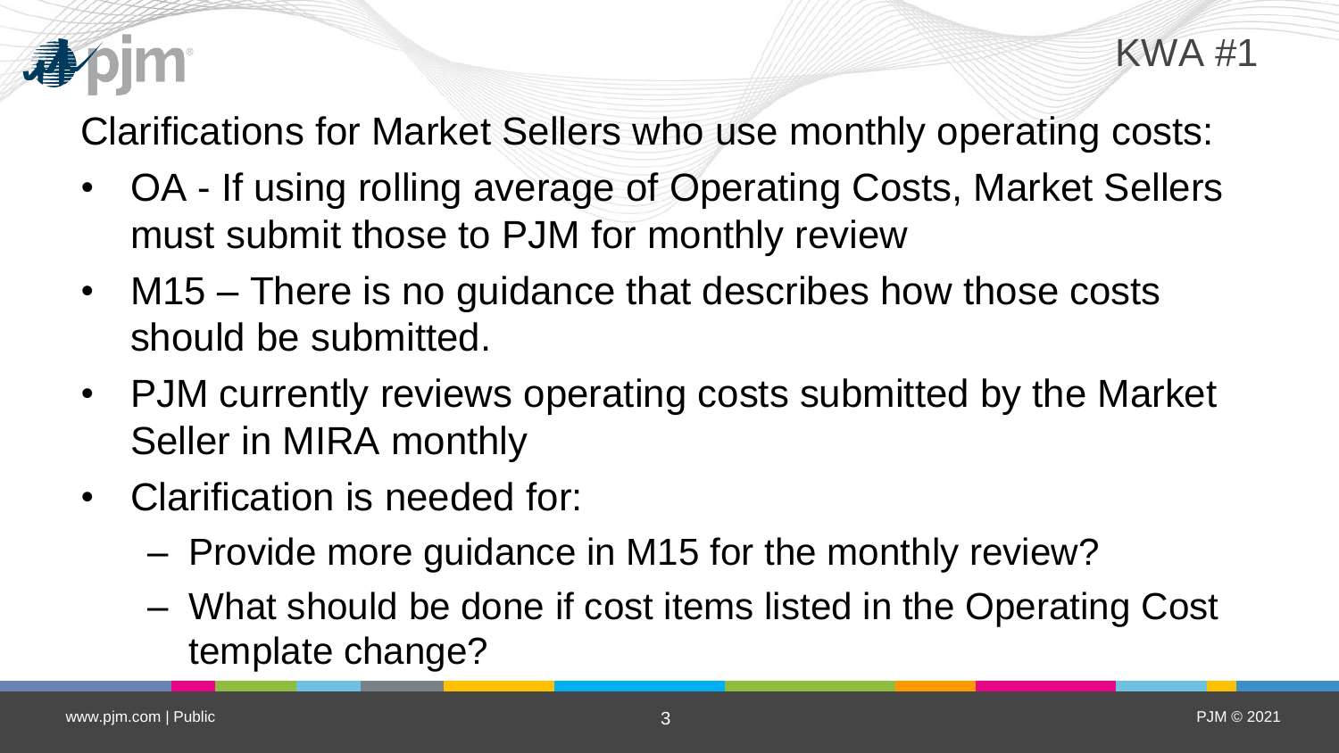KWA #1

Clarifications for Market Sellers who use monthly operating costs:

- OA - If using rolling average of Operating Costs, Market Sellers must submit those to PJM for monthly review
- M15 – There is no guidance that describes how those costs should be submitted.
- PJM currently reviews operating costs submitted by the Market Seller in MIRA monthly
- Clarification is needed for:
  - Provide more guidance in M15 for the monthly review?
  - What should be done if cost items listed in the Operating Cost template change?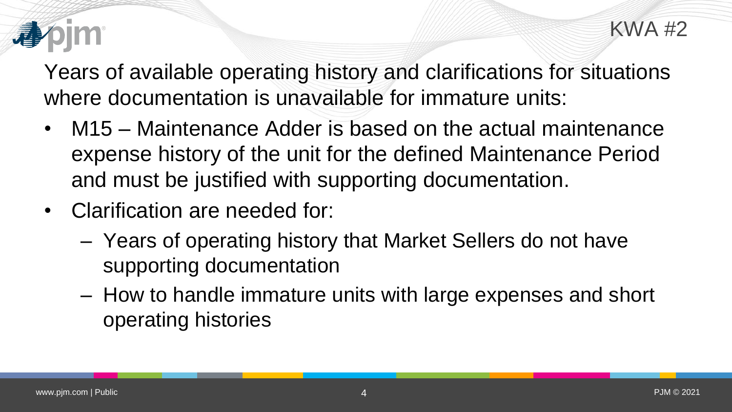KWA #2

## Years of available operating history and clarifications for situations where documentation is unavailable for immature units:

- M15 – Maintenance Adder is based on the actual maintenance expense history of the unit for the defined Maintenance Period and must be justified with supporting documentation.
- Clarification are needed for:
  - Years of operating history that Market Sellers do not have supporting documentation
  - How to handle immature units with large expenses and short operating histories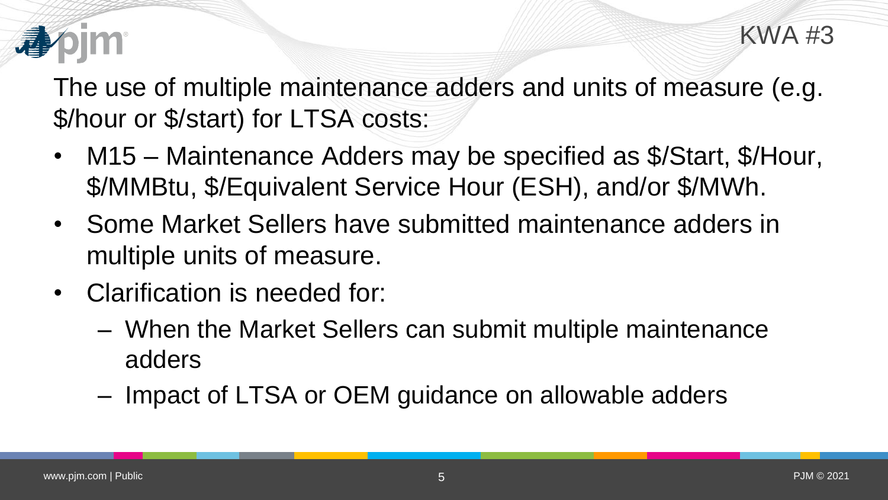KWA #3

The use of multiple maintenance adders and units of measure (e.g. $/hour or $/start) for LTSA costs:

- M15 – Maintenance Adders may be specified as $/Start, $/Hour, $/MMBtu, $/Equivalent Service Hour (ESH), and/or $/MWh.
- Some Market Sellers have submitted maintenance adders in multiple units of measure.
- Clarification is needed for:
  - When the Market Sellers can submit multiple maintenance adders
  - Impact of LTSA or OEM guidance on allowable adders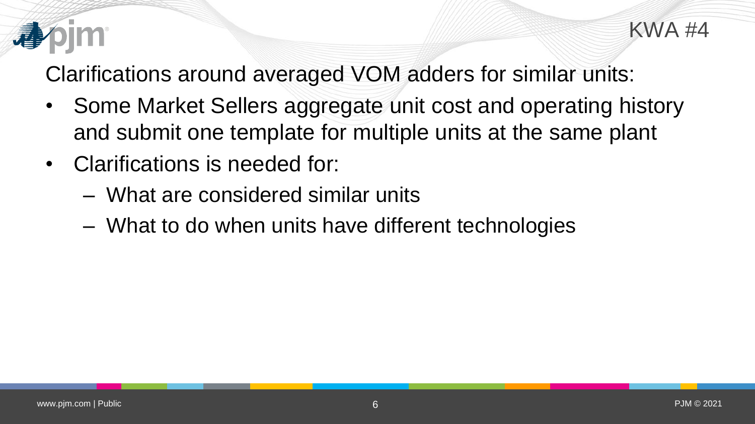KWA #4

## Clarifications around averaged VOM adders for similar units:

- Some Market Sellers aggregate unit cost and operating history and submit one template for multiple units at the same plant
- Clarifications is needed for:
  - What are considered similar units
  - What to do when units have different technologies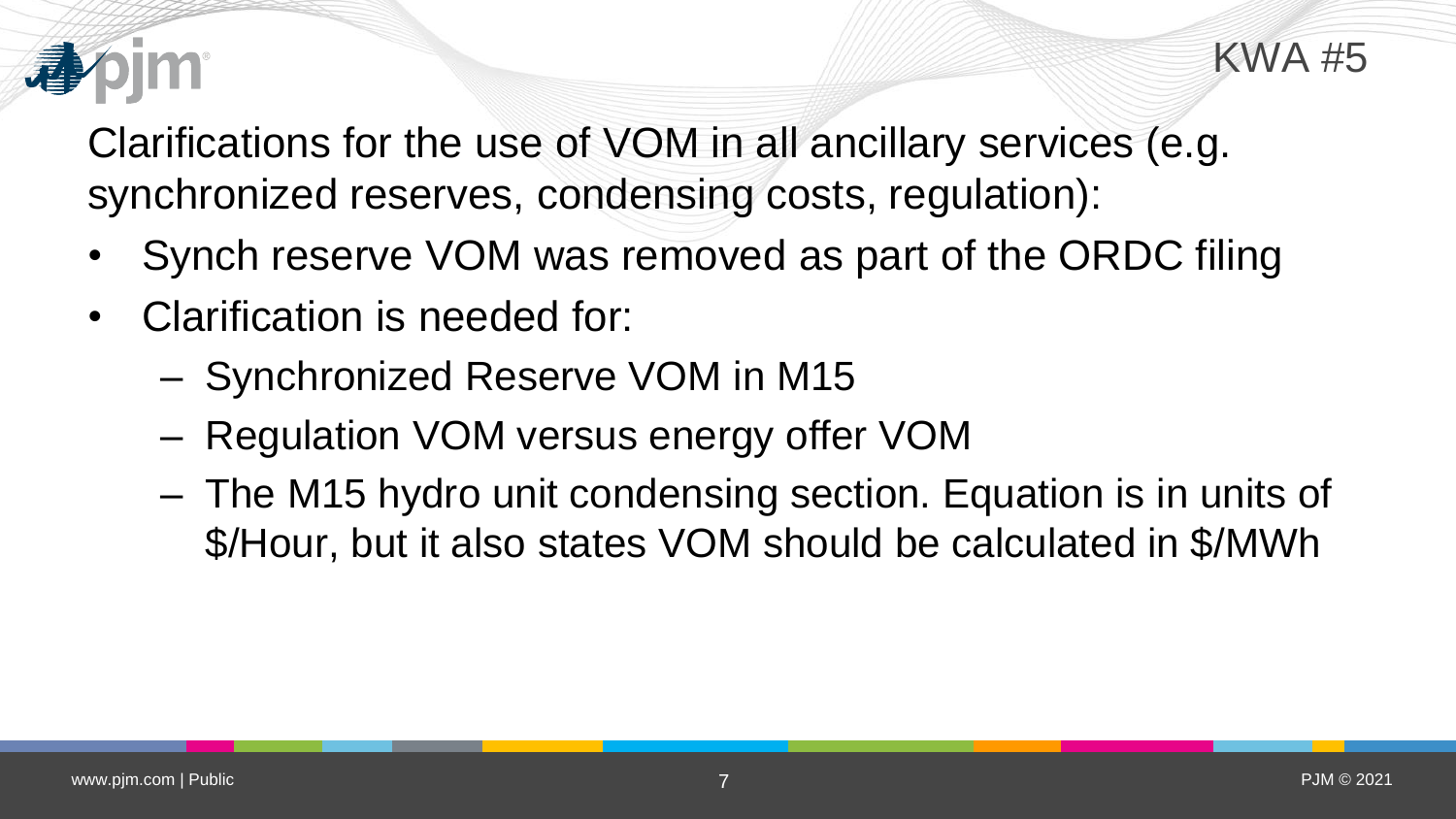KWA #5

Clarifications for the use of VOM in all ancillary services (e.g. synchronized reserves, condensing costs, regulation):

- Synch reserve VOM was removed as part of the ORDC filing
- Clarification is needed for:
  - Synchronized Reserve VOM in M15
  - Regulation VOM versus energy offer VOM
  - The M15 hydro unit condensing section. Equation is in units of $/Hour, but it also states VOM should be calculated in $/MWh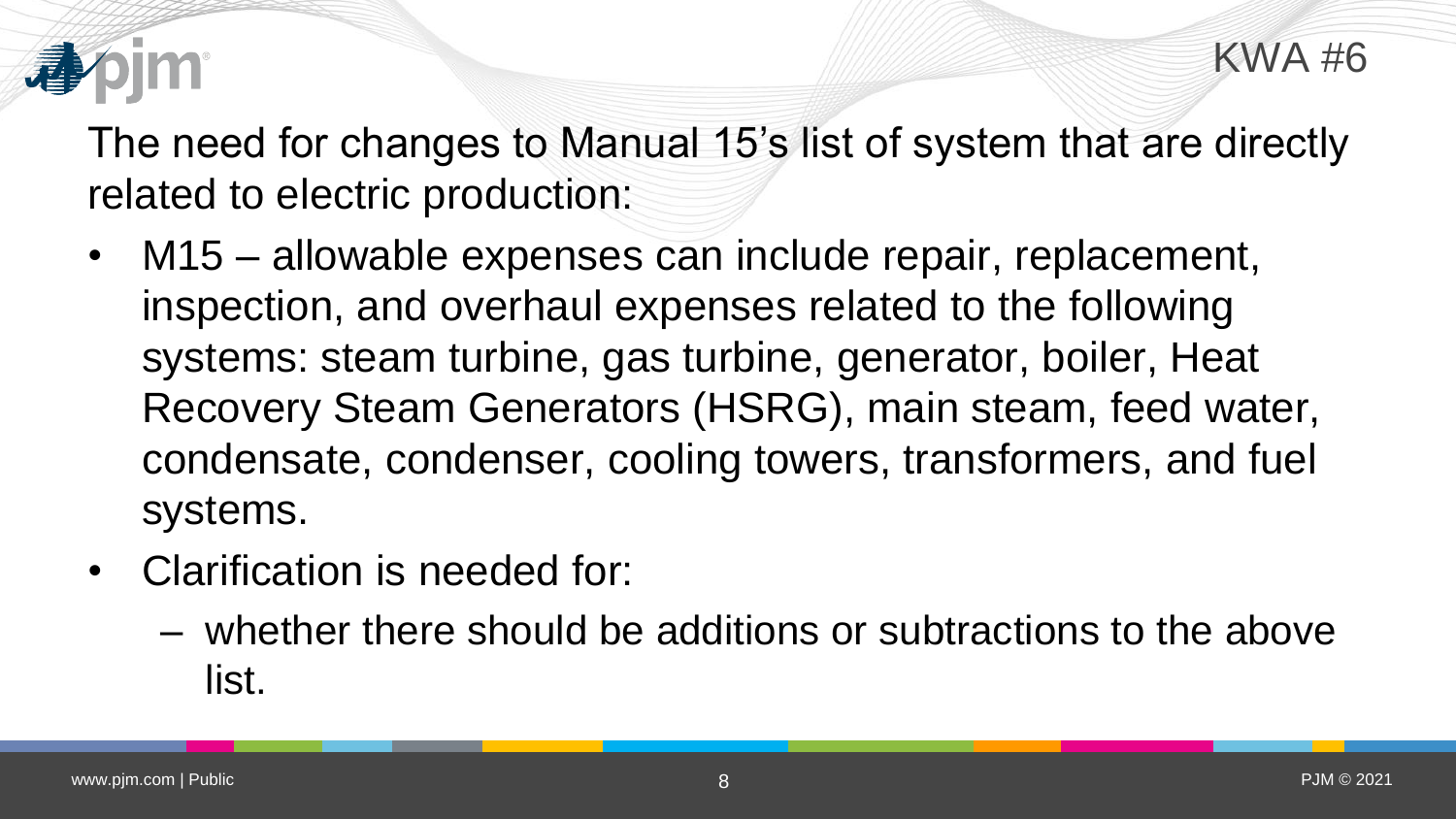KWA #6

The need for changes to Manual 15's list of system that are directly related to electric production:

- M15 – allowable expenses can include repair, replacement, inspection, and overhaul expenses related to the following systems: steam turbine, gas turbine, generator, boiler, Heat Recovery Steam Generators (HSRG), main steam, feed water, condensate, condenser, cooling towers, transformers, and fuel systems.
- Clarification is needed for:
  - whether there should be additions or subtractions to the above list.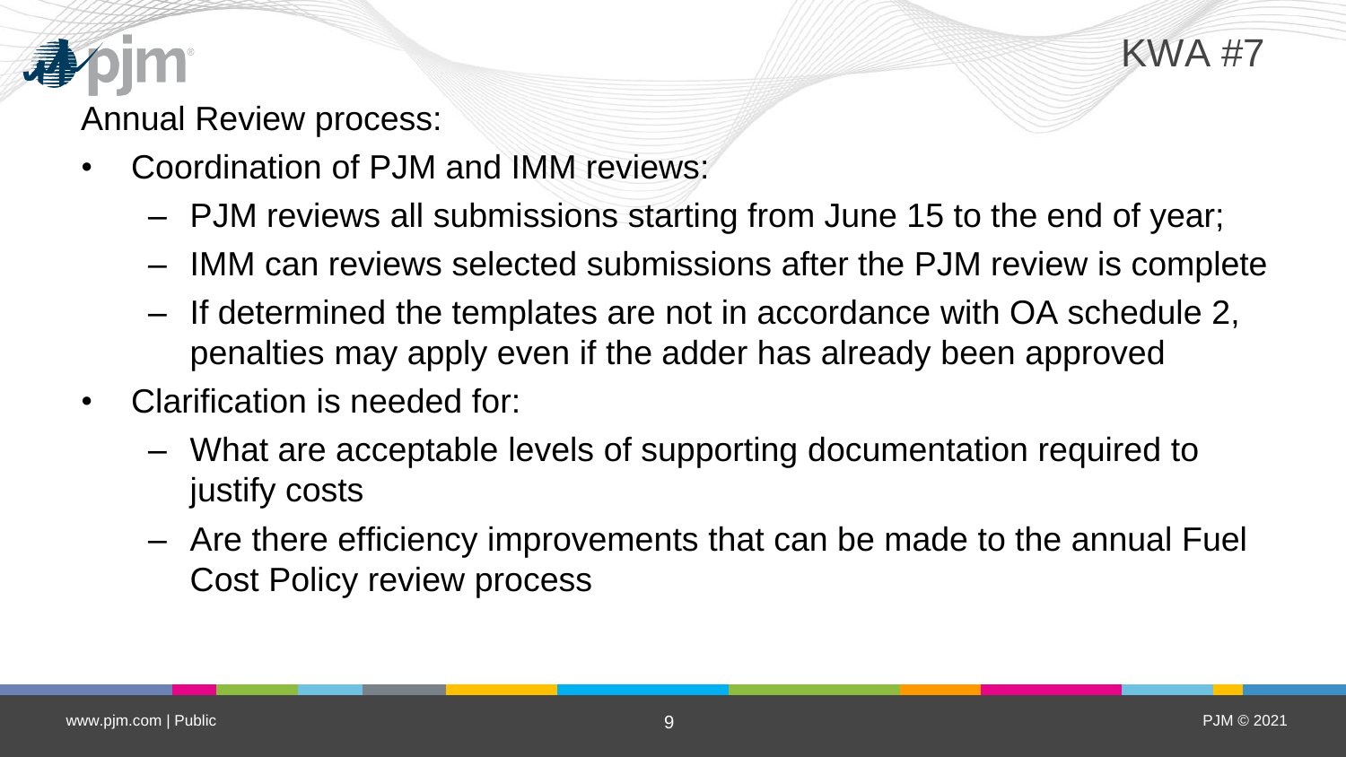# KWA #7

Annual Review process:

- Coordination of PJM and IMM reviews:
  - PJM reviews all submissions starting from June 15 to the end of year;
  - IMM can reviews selected submissions after the PJM review is complete
  - If determined the templates are not in accordance with OA schedule 2, penalties may apply even if the adder has already been approved
- Clarification is needed for:
  - What are acceptable levels of supporting documentation required to justify costs
  - Are there efficiency improvements that can be made to the annual Fuel Cost Policy review process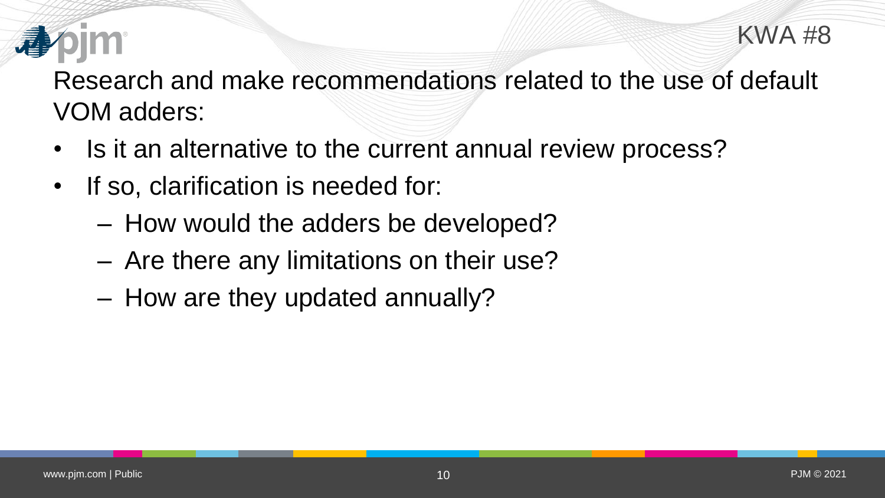KWA #8

## Research and make recommendations related to the use of default VOM adders:

- Is it an alternative to the current annual review process?
- If so, clarification is needed for:
  - How would the adders be developed?
  - Are there any limitations on their use?
  - How are they updated annually?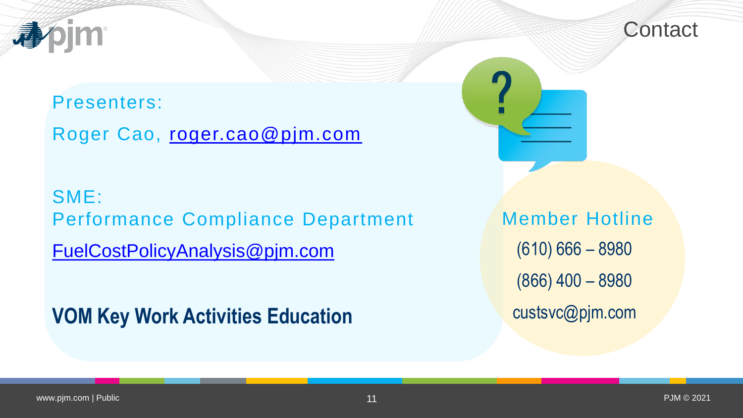# Contact

Presenters:

Roger Cao, roger.cao@pjm.com

SME:

Performance Compliance Department

FuelCostPolicyAnalysis@pjm.com

**VOM Key Work Activities Education**

Member Hotline

(610) 666 – 8980

(866) 400 – 8980

custsvc@pjm.com